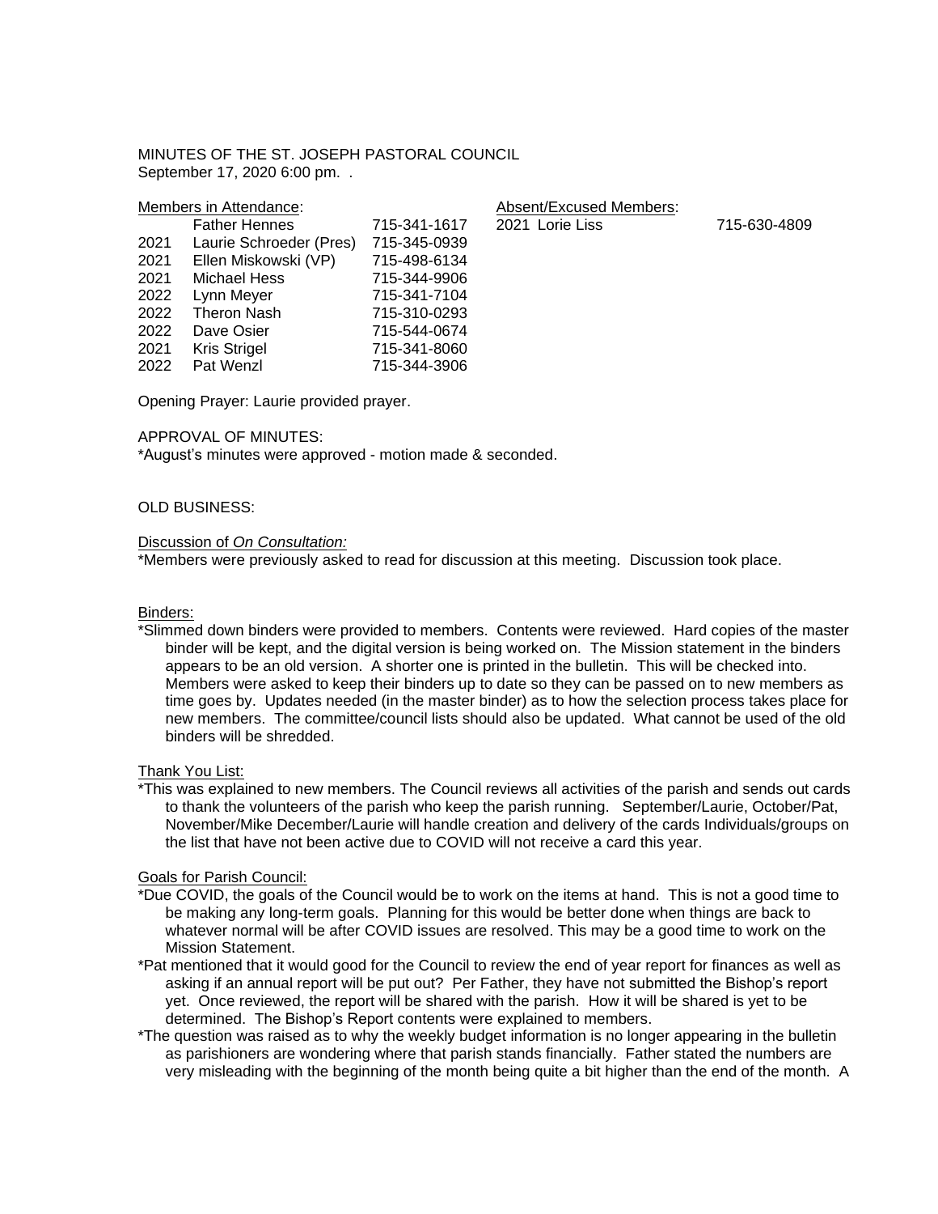MINUTES OF THE ST. JOSEPH PASTORAL COUNCIL
September 17, 2020 6:00 pm. .

| Members in Attendance: | | | Absent/Excused Members: | |
|---|---|---|---|---|
| | Father Hennes | 715-341-1617 | 2021 Lorie Liss | 715-630-4809 |
| 2021 | Laurie Schroeder (Pres) | 715-345-0939 | | |
| 2021 | Ellen Miskowski (VP) | 715-498-6134 | | |
| 2021 | Michael Hess | 715-344-9906 | | |
| 2022 | Lynn Meyer | 715-341-7104 | | |
| 2022 | Theron Nash | 715-310-0293 | | |
| 2022 | Dave Osier | 715-544-0674 | | |
| 2021 | Kris Strigel | 715-341-8060 | | |
| 2022 | Pat Wenzl | 715-344-3906 | | |

Opening Prayer: Laurie provided prayer.

APPROVAL OF MINUTES:
*August's minutes were approved - motion made & seconded.

OLD BUSINESS:

Discussion of *On Consultation:*
*Members were previously asked to read for discussion at this meeting. Discussion took place.

Binders:
*Slimmed down binders were provided to members. Contents were reviewed. Hard copies of the master binder will be kept, and the digital version is being worked on. The Mission statement in the binders appears to be an old version. A shorter one is printed in the bulletin. This will be checked into. Members were asked to keep their binders up to date so they can be passed on to new members as time goes by. Updates needed (in the master binder) as to how the selection process takes place for new members. The committee/council lists should also be updated. What cannot be used of the old binders will be shredded.

Thank You List:
*This was explained to new members. The Council reviews all activities of the parish and sends out cards to thank the volunteers of the parish who keep the parish running. September/Laurie, October/Pat, November/Mike December/Laurie will handle creation and delivery of the cards Individuals/groups on the list that have not been active due to COVID will not receive a card this year.

Goals for Parish Council:
*Due COVID, the goals of the Council would be to work on the items at hand. This is not a good time to be making any long-term goals. Planning for this would be better done when things are back to whatever normal will be after COVID issues are resolved. This may be a good time to work on the Mission Statement.
*Pat mentioned that it would good for the Council to review the end of year report for finances as well as asking if an annual report will be put out? Per Father, they have not submitted the Bishop's report yet. Once reviewed, the report will be shared with the parish. How it will be shared is yet to be determined. The Bishop's Report contents were explained to members.
*The question was raised as to why the weekly budget information is no longer appearing in the bulletin as parishioners are wondering where that parish stands financially. Father stated the numbers are very misleading with the beginning of the month being quite a bit higher than the end of the month. A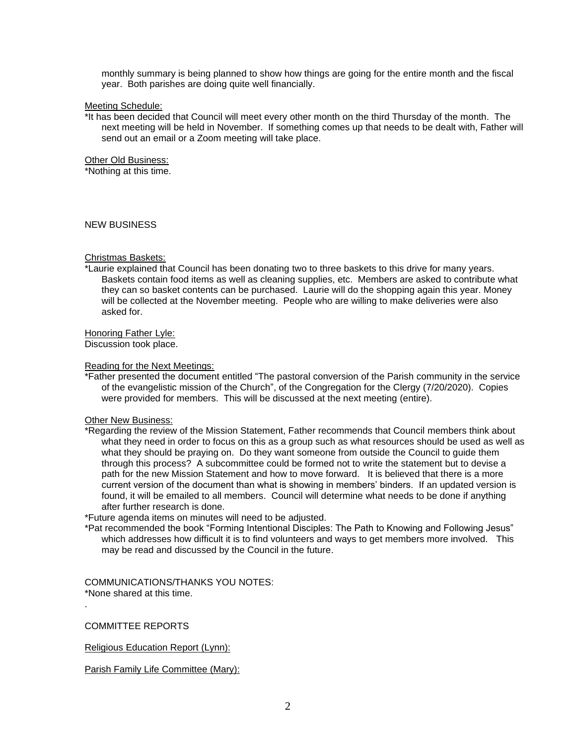monthly summary is being planned to show how things are going for the entire month and the fiscal year. Both parishes are doing quite well financially.

Meeting Schedule:

*It has been decided that Council will meet every other month on the third Thursday of the month. The next meeting will be held in November. If something comes up that needs to be dealt with, Father will send out an email or a Zoom meeting will take place.

Other Old Business:

*Nothing at this time.

## NEW BUSINESS

Christmas Baskets:

*Laurie explained that Council has been donating two to three baskets to this drive for many years. Baskets contain food items as well as cleaning supplies, etc. Members are asked to contribute what they can so basket contents can be purchased. Laurie will do the shopping again this year. Money will be collected at the November meeting. People who are willing to make deliveries were also asked for.

Honoring Father Lyle:

Discussion took place.

Reading for the Next Meetings:

*Father presented the document entitled "The pastoral conversion of the Parish community in the service of the evangelistic mission of the Church", of the Congregation for the Clergy (7/20/2020). Copies were provided for members. This will be discussed at the next meeting (entire).

Other New Business:

*Regarding the review of the Mission Statement, Father recommends that Council members think about what they need in order to focus on this as a group such as what resources should be used as well as what they should be praying on. Do they want someone from outside the Council to guide them through this process? A subcommittee could be formed not to write the statement but to devise a path for the new Mission Statement and how to move forward. It is believed that there is a more current version of the document than what is showing in members' binders. If an updated version is found, it will be emailed to all members. Council will determine what needs to be done if anything after further research is done.

*Future agenda items on minutes will need to be adjusted.

*Pat recommended the book "Forming Intentional Disciples: The Path to Knowing and Following Jesus" which addresses how difficult it is to find volunteers and ways to get members more involved. This may be read and discussed by the Council in the future.

## COMMUNICATIONS/THANKS YOU NOTES:

*None shared at this time.

.

## COMMITTEE REPORTS

Religious Education Report (Lynn):

Parish Family Life Committee (Mary):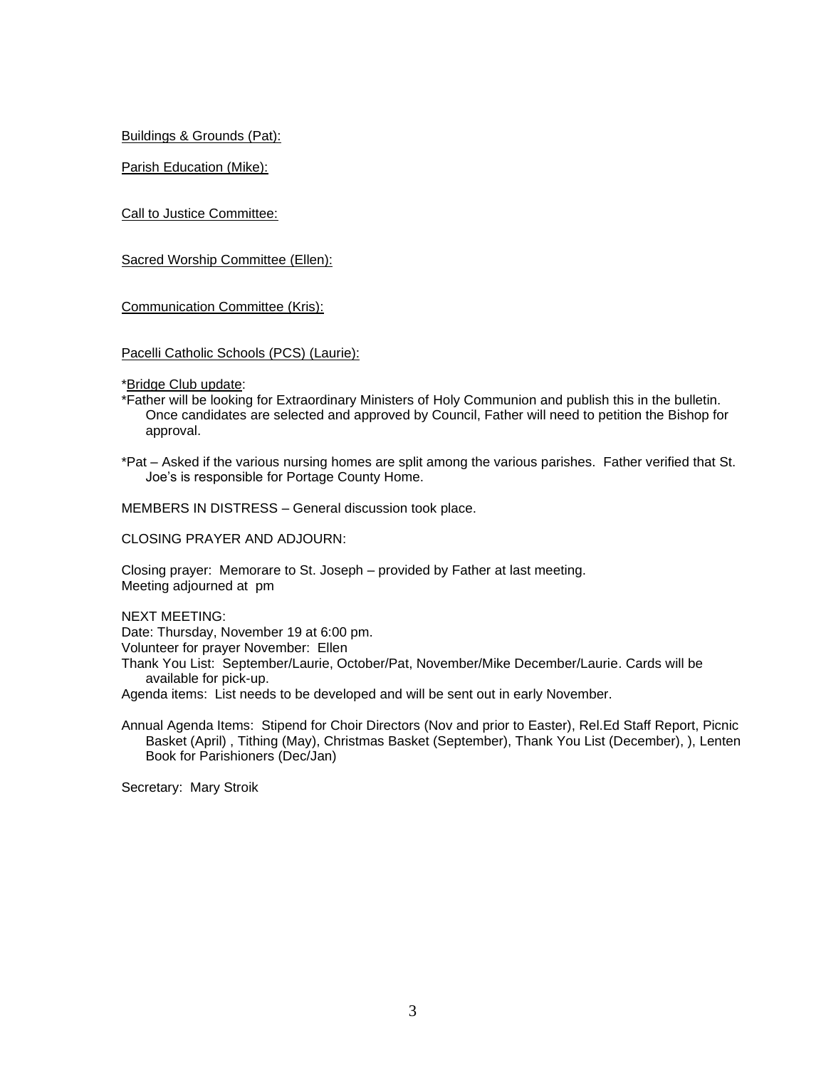<u>Buildings & Grounds (Pat):</u>

<u>Parish Education (Mike):</u>

<u>Call to Justice Committee:</u>

<u>Sacred Worship Committee (Ellen):</u>

<u>Communication Committee (Kris):</u>

<u>Pacelli Catholic Schools (PCS) (Laurie):</u>

*<u>Bridge Club update</u>:

*Father will be looking for Extraordinary Ministers of Holy Communion and publish this in the bulletin. Once candidates are selected and approved by Council, Father will need to petition the Bishop for approval.

*Pat – Asked if the various nursing homes are split among the various parishes. Father verified that St. Joe's is responsible for Portage County Home.

MEMBERS IN DISTRESS – General discussion took place.

CLOSING PRAYER AND ADJOURN:

Closing prayer: Memorare to St. Joseph – provided by Father at last meeting.
Meeting adjourned at pm

NEXT MEETING:
Date: Thursday, November 19 at 6:00 pm.
Volunteer for prayer November: Ellen
Thank You List: September/Laurie, October/Pat, November/Mike December/Laurie. Cards will be available for pick-up.
Agenda items: List needs to be developed and will be sent out in early November.

Annual Agenda Items: Stipend for Choir Directors (Nov and prior to Easter), Rel.Ed Staff Report, Picnic Basket (April) , Tithing (May), Christmas Basket (September), Thank You List (December), ), Lenten Book for Parishioners (Dec/Jan)

Secretary: Mary Stroik